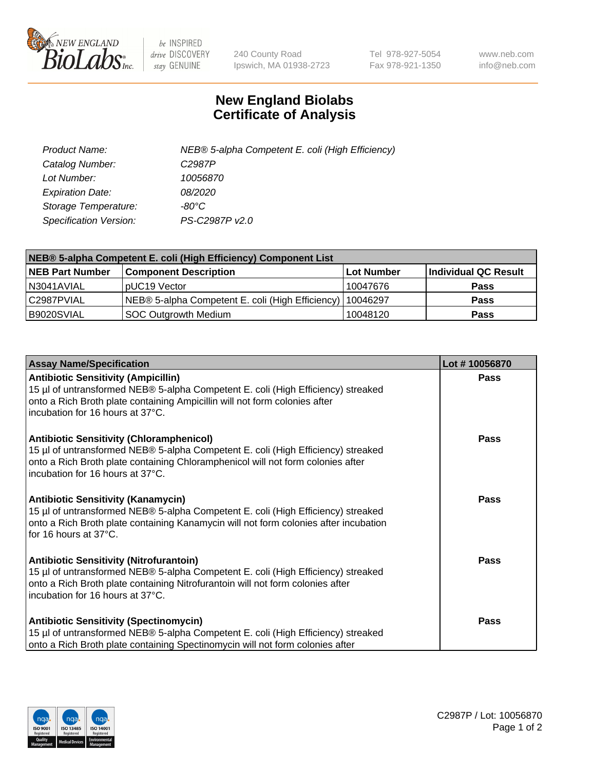# New England Biolabs Certificate of Analysis

| | |
|---|---|
| *Product Name:* | *NEB® 5-alpha Competent E. coli (High Efficiency)* |
| *Catalog Number:* | *C2987P* |
| *Lot Number:* | *10056870* |
| *Expiration Date:* | *08/2020* |
| *Storage Temperature:* | *-80°C* |
| *Specification Version:* | *PS-C2987P v2.0* |

| **NEB® 5-alpha Competent E. coli (High Efficiency) Component List** | | | |
|---|---|---|---|
| **NEB Part Number** | **Component Description** | **Lot Number** | **Individual QC Result** |
| N3041AVIAL | pUC19 Vector | 10047676 | **Pass** |
| C2987PVIAL | NEB® 5-alpha Competent E. coli (High Efficiency) | 10046297 | **Pass** |
| B9020SVIAL | SOC Outgrowth Medium | 10048120 | **Pass** |

| **Assay Name/Specification** | **Lot # 10056870** |
|---|---|
| **Antibiotic Sensitivity (Ampicillin)** 15 µl of untransformed NEB® 5-alpha Competent E. coli (High Efficiency) streaked onto a Rich Broth plate containing Ampicillin will not form colonies after incubation for 16 hours at 37°C. | **Pass** |
| **Antibiotic Sensitivity (Chloramphenicol)** 15 µl of untransformed NEB® 5-alpha Competent E. coli (High Efficiency) streaked onto a Rich Broth plate containing Chloramphenicol will not form colonies after incubation for 16 hours at 37°C. | **Pass** |
| **Antibiotic Sensitivity (Kanamycin)** 15 µl of untransformed NEB® 5-alpha Competent E. coli (High Efficiency) streaked onto a Rich Broth plate containing Kanamycin will not form colonies after incubation for 16 hours at 37°C. | **Pass** |
| **Antibiotic Sensitivity (Nitrofurantoin)** 15 µl of untransformed NEB® 5-alpha Competent E. coli (High Efficiency) streaked onto a Rich Broth plate containing Nitrofurantoin will not form colonies after incubation for 16 hours at 37°C. | **Pass** |
| **Antibiotic Sensitivity (Spectinomycin)** 15 µl of untransformed NEB® 5-alpha Competent E. coli (High Efficiency) streaked onto a Rich Broth plate containing Spectinomycin will not form colonies after | **Pass** |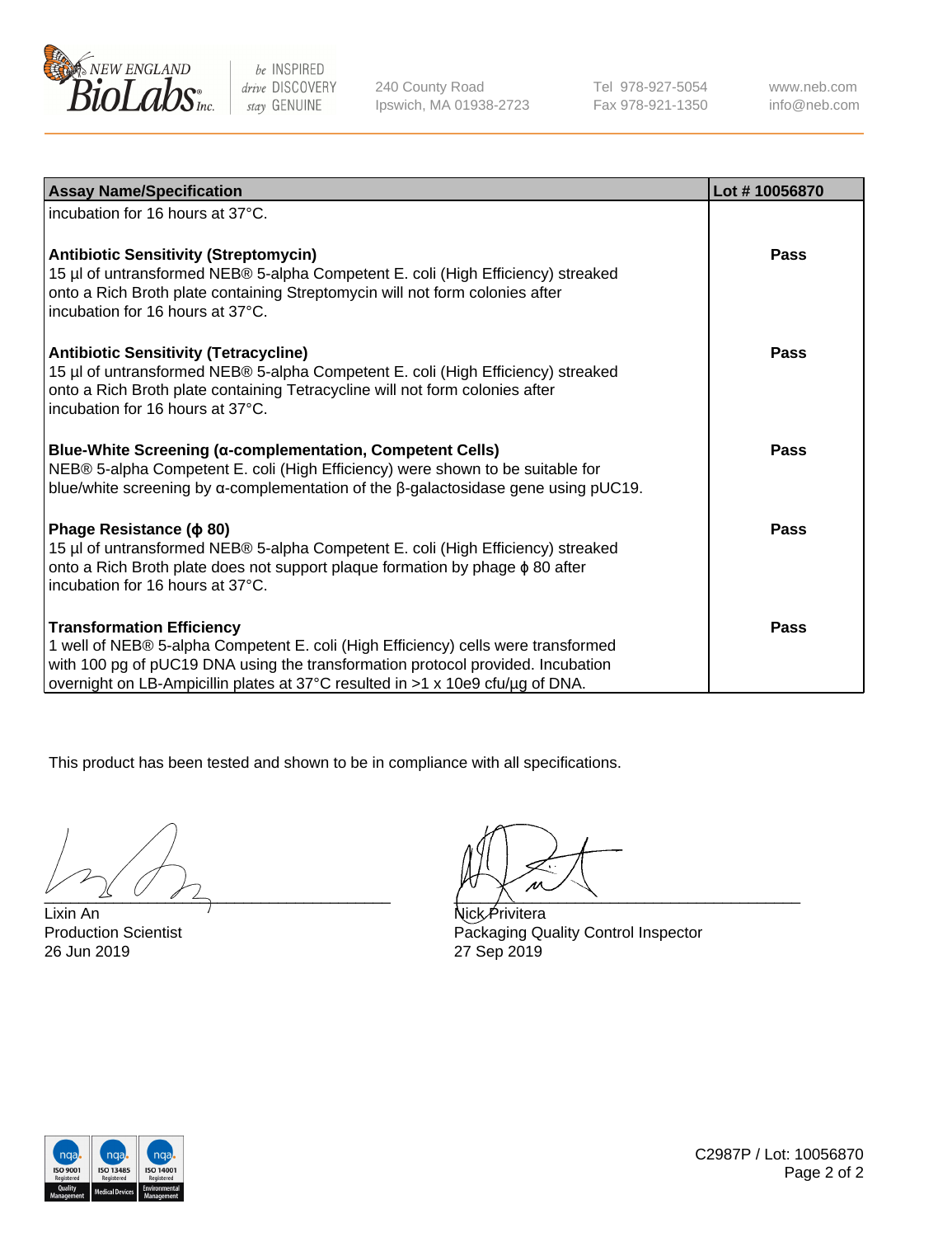| Assay Name/Specification | Lot # 10056870 |
|---|---|
| incubation for 16 hours at 37°C. | |
| **Antibiotic Sensitivity (Streptomycin)**<br>15 µl of untransformed NEB® 5-alpha Competent E. coli (High Efficiency) streaked onto a Rich Broth plate containing Streptomycin will not form colonies after incubation for 16 hours at 37°C. | Pass |
| **Antibiotic Sensitivity (Tetracycline)**<br>15 µl of untransformed NEB® 5-alpha Competent E. coli (High Efficiency) streaked onto a Rich Broth plate containing Tetracycline will not form colonies after incubation for 16 hours at 37°C. | Pass |
| **Blue-White Screening (α-complementation, Competent Cells)**<br>NEB® 5-alpha Competent E. coli (High Efficiency) were shown to be suitable for blue/white screening by α-complementation of the β-galactosidase gene using pUC19. | Pass |
| **Phage Resistance (ϕ 80)**<br>15 µl of untransformed NEB® 5-alpha Competent E. coli (High Efficiency) streaked onto a Rich Broth plate does not support plaque formation by phage ϕ 80 after incubation for 16 hours at 37°C. | Pass |
| **Transformation Efficiency**<br>1 well of NEB® 5-alpha Competent E. coli (High Efficiency) cells were transformed with 100 pg of pUC19 DNA using the transformation protocol provided. Incubation overnight on LB-Ampicillin plates at 37°C resulted in >1 x 10e9 cfu/µg of DNA. | Pass |

This product has been tested and shown to be in compliance with all specifications.

Lixin An
Production Scientist
26 Jun 2019

Nick Privitera
Packaging Quality Control Inspector
27 Sep 2019

C2987P / Lot: 10056870